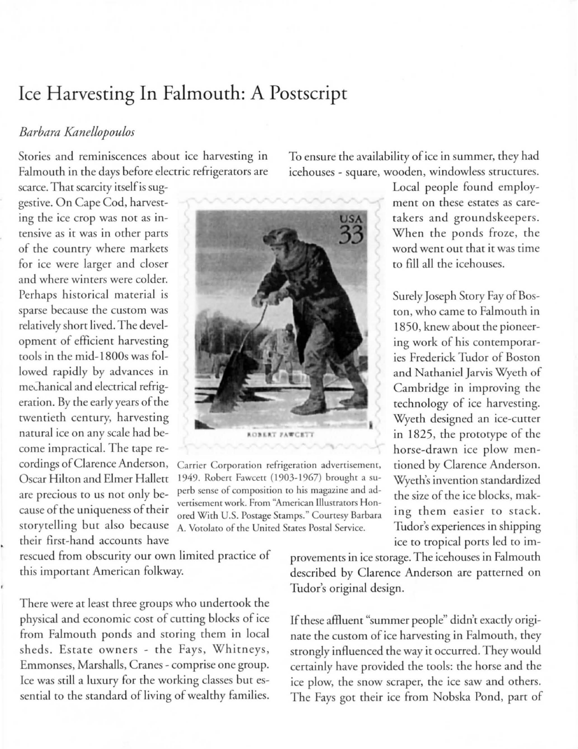# Ice Harvesting In Falmouth: A Postscript

*Barbara Kanellopoulos*

Stories and reminiscences about ice harvesting in Falmouth in the days before electric refrigerators are scarce. That scarcity itself is suggestive. On Cape Cod, harvesting the ice crop was not as intensive as it was in other parts of the country where markets for ice were larger and closer and where winters were colder. Perhaps historical material is sparse because the custom was relatively short lived. The development of efficient harvesting tools in the mid-1800s was followed rapidly by advances in mechanical and electrical refrigeration. By the early years of the twentieth century, harvesting natural ice on any scale had become impractical. The tape recordings of Clarence Anderson, Oscar Hilton and Elmer Hallett are precious to us not only because of the uniqueness of their storytelling but also because their first-hand accounts have rescued from obscurity our own limited practice of this important American folkway.

Carrier Corporation refrigeration advertisement, 1949. Robert Fawcett (1903-1967) brought a superb sense of composition to his magazine and advertisement work. From "American Illustrators Honored With U.S. Postage Stamps." Courtesy Barbara A. Votolato of the United States Postal Service.

There were at least three groups who undertook the physical and economic cost of cutting blocks of ice from Falmouth ponds and storing them in local sheds. Estate owners - the Fays, Whitneys, Emmonses, Marshalls, Cranes - comprise one group. Ice was still a luxury for the working classes but essential to the standard of living of wealthy families. To ensure the availability of ice in summer, they had icehouses - square, wooden, windowless structures. Local people found employment on these estates as caretakers and groundskeepers. When the ponds froze, the word went out that it was time to fill all the icehouses.

Surely Joseph Story Fay of Boston, who came to Falmouth in 1850, knew about the pioneering work of his contemporaries Frederick Tudor of Boston and Nathaniel Jarvis Wyeth of Cambridge in improving the technology of ice harvesting. Wyeth designed an ice-cutter in 1825, the prototype of the horse-drawn ice plow mentioned by Clarence Anderson. Wyeth's invention standardized the size of the ice blocks, making them easier to stack. Tudor's experiences in shipping ice to tropical ports led to improvements in ice storage. The icehouses in Falmouth described by Clarence Anderson are patterned on Tudor's original design.

If these affluent "summer people" didn't exactly originate the custom of ice harvesting in Falmouth, they strongly influenced the way it occurred. They would certainly have provided the tools: the horse and the ice plow, the snow scraper, the ice saw and others. The Fays got their ice from Nobska Pond, part of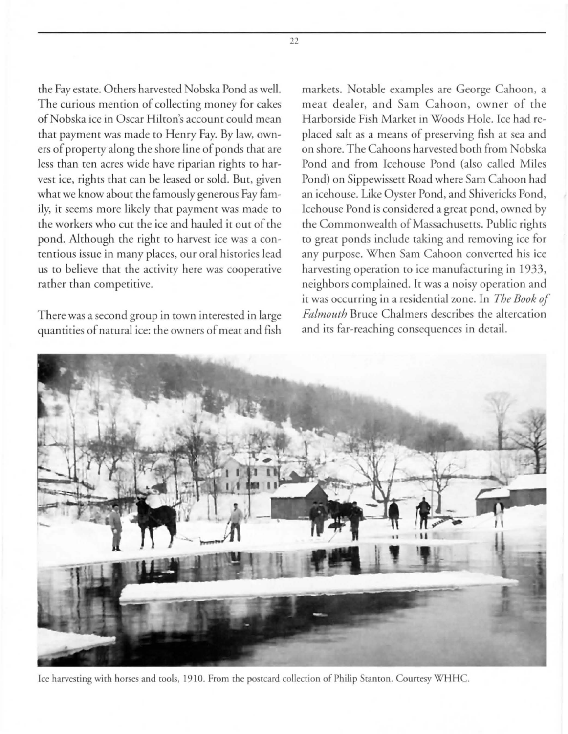the Fay estate. Others harvested Nobska Pond as well. The curious mention of collecting money for cakes of Nobska ice in Oscar Hilton's account could mean that payment was made to Henry Fay. By law, owners of property along the shore line of ponds that are less than ten acres wide have riparian rights to harvest ice, rights that can be leased or sold. But, given what we know about the famously generous Fay family, it seems more likely that payment was made to the workers who cut the ice and hauled it out of the pond. Although the right to harvest ice was a contentious issue in many places, our oral histories lead us to believe that the activity here was cooperative rather than competitive.

There was a second group in town interested in large quantities of natural ice: the owners of meat and fish markets. Notable examples are George Cahoon, a meat dealer, and Sam Cahoon, owner of the Harborside Fish Market in Woods Hole. Ice had replaced salt as a means of preserving fish at sea and on shore. The Cahoons harvested both from Nobska Pond and from Icehouse Pond (also called Miles Pond) on Sippewissett Road where Sam Cahoon had an icehouse. Like Oyster Pond, and Shivericks Pond, Icehouse Pond is considered a great pond, owned by the Commonwealth of Massachusetts. Public rights to great ponds include taking and removing ice for any purpose. When Sam Cahoon converted his ice harvesting operation to ice manufacturing in 1933, neighbors complained. It was a noisy operation and it was occurring in a residential zone. In *The Book of Falmouth* Bruce Chalmers describes the altercation and its far-reaching consequences in detail.

Ice harvesting with horses and tools, 1910. From the postcard collection of Philip Stanton. Courtesy WHHC.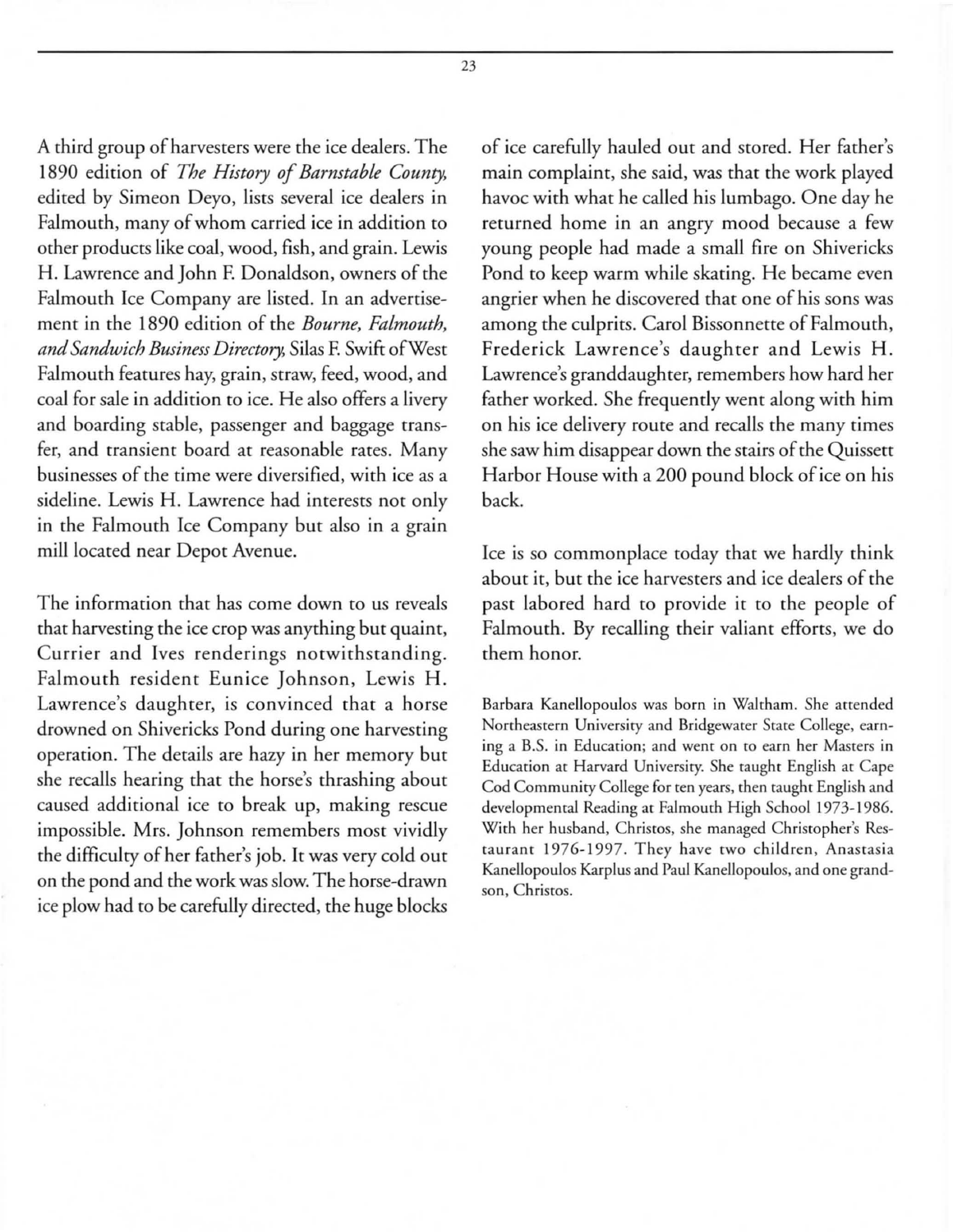A third group of harvesters were the ice dealers. The 1890 edition of *The History of Barnstable County,* edited by Simeon Deyo, lists several ice dealers in Falmouth, many of whom carried ice in addition to other products like coal, wood, fish, and grain. Lewis H. Lawrence and John F. Donaldson, owners of the Falmouth Ice Company are listed. In an advertisement in the 1890 edition of the *Bourne, Falmouth, and Sandwich Business Directory,* Silas F. Swift of West Falmouth features hay, grain, straw, feed, wood, and coal for sale in addition to ice. He also offers a livery and boarding stable, passenger and baggage transfer, and transient board at reasonable rates. Many businesses of the time were diversified, with ice as a sideline. Lewis H. Lawrence had interests not only in the Falmouth Ice Company but also in a grain mill located near Depot Avenue.

The information that has come down to us reveals that harvesting the ice crop was anything but quaint, Currier and Ives renderings notwithstanding. Falmouth resident Eunice Johnson, Lewis H. Lawrence's daughter, is convinced that a horse drowned on Shivericks Pond during one harvesting operation. The details are hazy in her memory but she recalls hearing that the horse's thrashing about caused additional ice to break up, making rescue impossible. Mrs. Johnson remembers most vividly the difficulty of her father's job. It was very cold out on the pond and the work was slow. The horse-drawn ice plow had to be carefully directed, the huge blocks of ice carefully hauled out and stored. Her father's main complaint, she said, was that the work played havoc with what he called his lumbago. One day he returned home in an angry mood because a few young people had made a small fire on Shivericks Pond to keep warm while skating. He became even angrier when he discovered that one of his sons was among the culprits. Carol Bissonnette of Falmouth, Frederick Lawrence's daughter and Lewis H. Lawrence's granddaughter, remembers how hard her father worked. She frequently went along with him on his ice delivery route and recalls the many times she saw him disappear down the stairs of the Quissett Harbor House with a 200 pound block of ice on his back.

Ice is so commonplace today that we hardly think about it, but the ice harvesters and ice dealers of the past labored hard to provide it to the people of Falmouth. By recalling their valiant efforts, we do them honor.

Barbara Kanellopoulos was born in Waltham. She attended Northeastern University and Bridgewater State College, earning a B.S. in Education; and went on to earn her Masters in Education at Harvard University. She taught English at Cape Cod Community College for ten years, then taught English and developmental Reading at Falmouth High School 1973-1986. With her husband, Christos, she managed Christopher's Restaurant 1976-1997. They have two children, Anastasia Kanellopoulos Karplus and Paul Kanellopoulos, and one grandson, Christos.